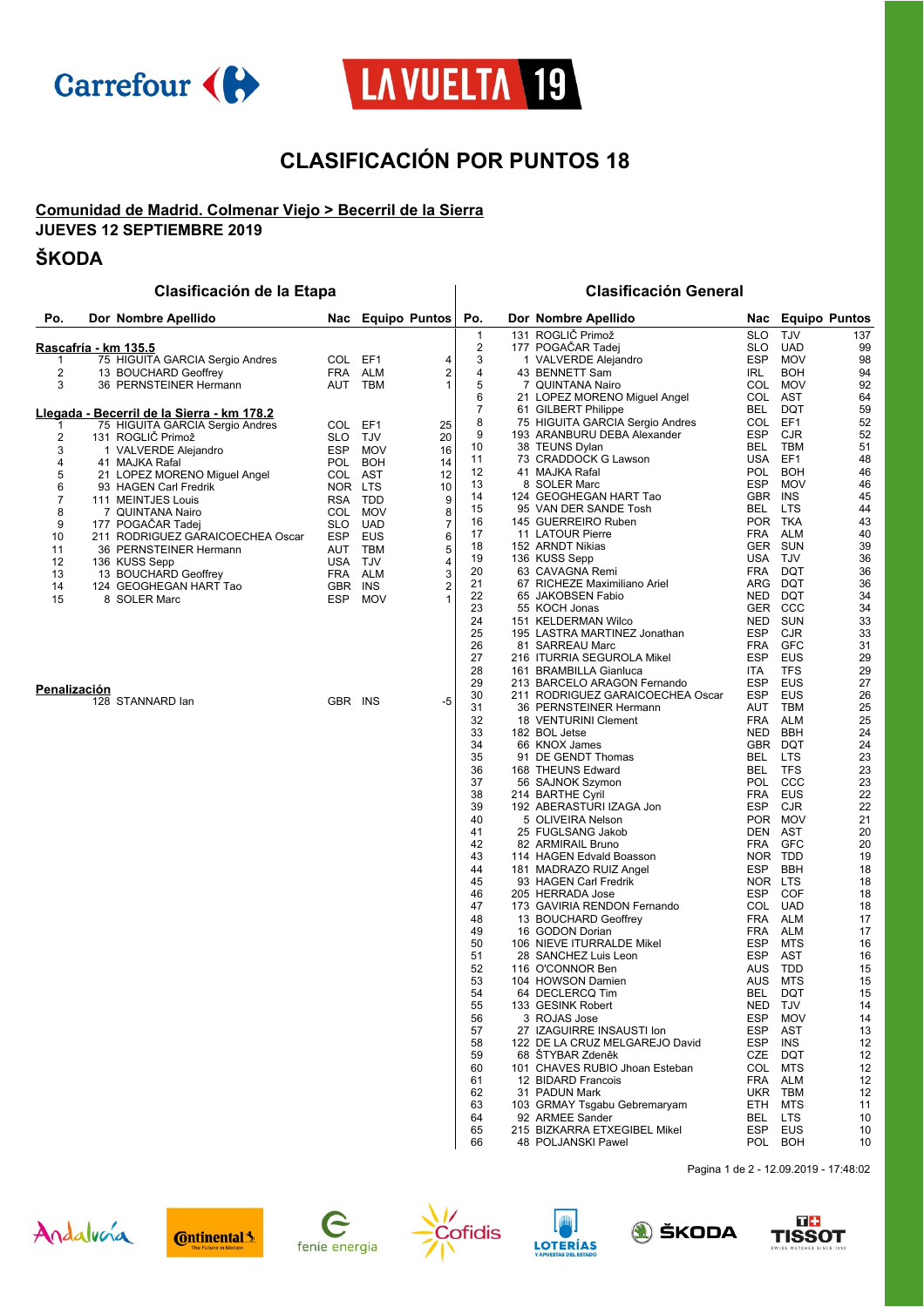# CLASIFICACIÓN POR PUNTOS 18

**Comunidad de Madrid. Colmenar Viejo > Becerril de la Sierra**

**JUEVES 12 SEPTIEMBRE 2019**

## ŠKODA

### Clasificación de la Etapa

**Rascafría - km 135.5**

| Po. | Dor | Nombre Apellido | Nac | Equipo | Puntos |
|---|---|---|---|---|---|
| 1 | 75 | HIGUITA GARCIA Sergio Andres | COL | EF1 | 4 |
| 2 | 13 | BOUCHARD Geoffrey | FRA | ALM | 2 |
| 3 | 36 | PERNSTEINER Hermann | AUT | TBM | 1 |

**Llegada - Becerril de la Sierra - km 178.2**

| Po. | Dor | Nombre Apellido | Nac | Equipo | Puntos |
|---|---|---|---|---|---|
| 1 | 75 | HIGUITA GARCIA Sergio Andres | COL | EF1 | 25 |
| 2 | 131 | ROGLIČ Primož | SLO | TJV | 20 |
| 3 | 1 | VALVERDE Alejandro | ESP | MOV | 16 |
| 4 | 41 | MAJKA Rafal | POL | BOH | 14 |
| 5 | 21 | LOPEZ MORENO Miguel Angel | COL | AST | 12 |
| 6 | 93 | HAGEN Carl Fredrik | NOR | LTS | 10 |
| 7 | 111 | MEINTJES Louis | RSA | TDD | 9 |
| 8 | 7 | QUINTANA Nairo | COL | MOV | 8 |
| 9 | 177 | POGAČAR Tadej | SLO | UAD | 7 |
| 10 | 211 | RODRIGUEZ GARAICOECHEA Oscar | ESP | EUS | 6 |
| 11 | 36 | PERNSTEINER Hermann | AUT | TBM | 5 |
| 12 | 136 | KUSS Sepp | USA | TJV | 4 |
| 13 | 13 | BOUCHARD Geoffrey | FRA | ALM | 3 |
| 14 | 124 | GEOGHEGAN HART Tao | GBR | INS | 2 |
| 15 | 8 | SOLER Marc | ESP | MOV | 1 |

**Penalización**

| Po. | Dor | Nombre Apellido | Nac | Equipo | Puntos |
|---|---|---|---|---|---|
| | 128 | STANNARD Ian | GBR | INS | -5 |

### Clasificación General

| Po. | Dor | Nombre Apellido | Nac | Equipo | Puntos |
|---|---|---|---|---|---|
| 1 | 131 | ROGLIČ Primož | SLO | TJV | 137 |
| 2 | 177 | POGAČAR Tadej | SLO | UAD | 99 |
| 3 | 1 | VALVERDE Alejandro | ESP | MOV | 98 |
| 4 | 43 | BENNETT Sam | IRL | BOH | 94 |
| 5 | 7 | QUINTANA Nairo | COL | MOV | 92 |
| 6 | 21 | LOPEZ MORENO Miguel Angel | COL | AST | 64 |
| 7 | 61 | GILBERT Philippe | BEL | DQT | 59 |
| 8 | 75 | HIGUITA GARCIA Sergio Andres | COL | EF1 | 52 |
| 9 | 193 | ARANBURU DEBA Alexander | ESP | CJR | 52 |
| 10 | 38 | TEUNS Dylan | BEL | TBM | 51 |
| 11 | 73 | CRADDOCK G Lawson | USA | EF1 | 48 |
| 12 | 41 | MAJKA Rafal | POL | BOH | 46 |
| 13 | 8 | SOLER Marc | ESP | MOV | 46 |
| 14 | 124 | GEOGHEGAN HART Tao | GBR | INS | 45 |
| 15 | 95 | VAN DER SANDE Tosh | BEL | LTS | 44 |
| 16 | 145 | GUERREIRO Ruben | POR | TKA | 43 |
| 17 | 11 | LATOUR Pierre | FRA | ALM | 40 |
| 18 | 152 | ARNDT Nikias | GER | SUN | 39 |
| 19 | 136 | KUSS Sepp | USA | TJV | 36 |
| 20 | 63 | CAVAGNA Remi | FRA | DQT | 36 |
| 21 | 67 | RICHEZE Maximiliano Ariel | ARG | DQT | 36 |
| 22 | 65 | JAKOBSEN Fabio | NED | DQT | 34 |
| 23 | 55 | KOCH Jonas | GER | CCC | 34 |
| 24 | 151 | KELDERMAN Wilco | NED | SUN | 33 |
| 25 | 195 | LASTRA MARTINEZ Jonathan | ESP | CJR | 33 |
| 26 | 81 | SARREAU Marc | FRA | GFC | 31 |
| 27 | 216 | ITURRIA SEGUROLA Mikel | ESP | EUS | 29 |
| 28 | 161 | BRAMBILLA Gianluca | ITA | TFS | 29 |
| 29 | 213 | BARCELO ARAGON Fernando | ESP | EUS | 27 |
| 30 | 211 | RODRIGUEZ GARAICOECHEA Oscar | ESP | EUS | 26 |
| 31 | 36 | PERNSTEINER Hermann | AUT | TBM | 25 |
| 32 | 18 | VENTURINI Clement | FRA | ALM | 25 |
| 33 | 182 | BOL Jetse | NED | BBH | 24 |
| 34 | 66 | KNOX James | GBR | DQT | 24 |
| 35 | 91 | DE GENDT Thomas | BEL | LTS | 23 |
| 36 | 168 | THEUNS Edward | BEL | TFS | 23 |
| 37 | 56 | SAJNOK Szymon | POL | CCC | 23 |
| 38 | 214 | BARTHE Cyril | FRA | EUS | 22 |
| 39 | 192 | ABERASTURI IZAGA Jon | ESP | CJR | 22 |
| 40 | 5 | OLIVEIRA Nelson | POR | MOV | 21 |
| 41 | 25 | FUGLSANG Jakob | DEN | AST | 20 |
| 42 | 82 | ARMIRAIL Bruno | FRA | GFC | 20 |
| 43 | 114 | HAGEN Edvald Boasson | NOR | TDD | 19 |
| 44 | 181 | MADRAZO RUIZ Angel | ESP | BBH | 18 |
| 45 | 93 | HAGEN Carl Fredrik | NOR | LTS | 18 |
| 46 | 205 | HERRADA Jose | ESP | COF | 18 |
| 47 | 173 | GAVIRIA RENDON Fernando | COL | UAD | 18 |
| 48 | 13 | BOUCHARD Geoffrey | FRA | ALM | 17 |
| 49 | 16 | GODON Dorian | FRA | ALM | 17 |
| 50 | 106 | NIEVE ITURRALDE Mikel | ESP | MTS | 16 |
| 51 | 28 | SANCHEZ Luis Leon | ESP | AST | 16 |
| 52 | 116 | O'CONNOR Ben | AUS | TDD | 15 |
| 53 | 104 | HOWSON Damien | AUS | MTS | 15 |
| 54 | 64 | DECLERCQ Tim | BEL | DQT | 15 |
| 55 | 133 | GESINK Robert | NED | TJV | 14 |
| 56 | 3 | ROJAS Jose | ESP | MOV | 14 |
| 57 | 27 | IZAGUIRRE INSAUSTI Ion | ESP | AST | 13 |
| 58 | 122 | DE LA CRUZ MELGAREJO David | ESP | INS | 12 |
| 59 | 68 | ŠTYBAR Zdeněk | CZE | DQT | 12 |
| 60 | 101 | CHAVES RUBIO Jhoan Esteban | COL | MTS | 12 |
| 61 | 12 | BIDARD Francois | FRA | ALM | 12 |
| 62 | 31 | PADUN Mark | UKR | TBM | 12 |
| 63 | 103 | GRMAY Tsgabu Gebremaryam | ETH | MTS | 11 |
| 64 | 92 | ARMEE Sander | BEL | LTS | 10 |
| 65 | 215 | BIZKARRA ETXEGIBEL Mikel | ESP | EUS | 10 |
| 66 | 48 | POLJANSKI Pawel | POL | BOH | 10 |

Pagina 1 de 2 - 12.09.2019 - 17:48:02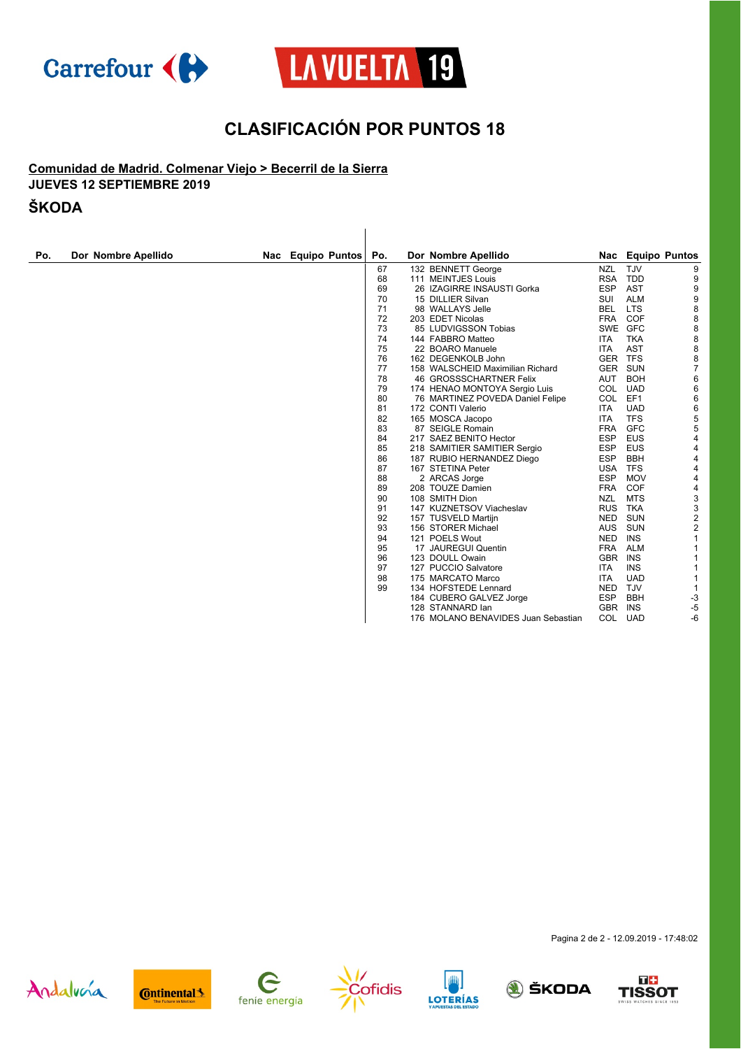## CLASIFICACIÓN POR PUNTOS 18

**Comunidad de Madrid. Colmenar Viejo > Becerril de la Sierra**

**JUEVES 12 SEPTIEMBRE 2019**

### ŠKODA

| Po. | Dor | Nombre Apellido | Nac | Equipo | Puntos |
|---|---|---|---|---|---|
| 67 | 132 | BENNETT George | NZL | TJV | 9 |
| 68 | 111 | MEINTJES Louis | RSA | TDD | 9 |
| 69 | 26 | IZAGIRRE INSAUSTI Gorka | ESP | AST | 9 |
| 70 | 15 | DILLIER Silvan | SUI | ALM | 9 |
| 71 | 98 | WALLAYS Jelle | BEL | LTS | 8 |
| 72 | 203 | EDET Nicolas | FRA | COF | 8 |
| 73 | 85 | LUDVIGSSON Tobias | SWE | GFC | 8 |
| 74 | 144 | FABBRO Matteo | ITA | TKA | 8 |
| 75 | 22 | BOARO Manuele | ITA | AST | 8 |
| 76 | 162 | DEGENKOLB John | GER | TFS | 8 |
| 77 | 158 | WALSCHEID Maximilian Richard | GER | SUN | 7 |
| 78 | 46 | GROSSSCHARTNER Felix | AUT | BOH | 6 |
| 79 | 174 | HENAO MONTOYA Sergio Luis | COL | UAD | 6 |
| 80 | 76 | MARTINEZ POVEDA Daniel Felipe | COL | EF1 | 6 |
| 81 | 172 | CONTI Valerio | ITA | UAD | 6 |
| 82 | 165 | MOSCA Jacopo | ITA | TFS | 5 |
| 83 | 87 | SEIGLE Romain | FRA | GFC | 5 |
| 84 | 217 | SAEZ BENITO Hector | ESP | EUS | 4 |
| 85 | 218 | SAMITIER SAMITIER Sergio | ESP | EUS | 4 |
| 86 | 187 | RUBIO HERNANDEZ Diego | ESP | BBH | 4 |
| 87 | 167 | STETINA Peter | USA | TFS | 4 |
| 88 | 2 | ARCAS Jorge | ESP | MOV | 4 |
| 89 | 208 | TOUZE Damien | FRA | COF | 4 |
| 90 | 108 | SMITH Dion | NZL | MTS | 3 |
| 91 | 147 | KUZNETSOV Viacheslav | RUS | TKA | 3 |
| 92 | 157 | TUSVELD Martijn | NED | SUN | 2 |
| 93 | 156 | STORER Michael | AUS | SUN | 2 |
| 94 | 121 | POELS Wout | NED | INS | 1 |
| 95 | 17 | JAUREGUI Quentin | FRA | ALM | 1 |
| 96 | 123 | DOULL Owain | GBR | INS | 1 |
| 97 | 127 | PUCCIO Salvatore | ITA | INS | 1 |
| 98 | 175 | MARCATO Marco | ITA | UAD | 1 |
| 99 | 134 | HOFSTEDE Lennard | NED | TJV | 1 |
| | 184 | CUBERO GALVEZ Jorge | ESP | BBH | -3 |
| | 128 | STANNARD Ian | GBR | INS | -5 |
| | 176 | MOLANO BENAVIDES Juan Sebastian | COL | UAD | -6 |

Pagina 2 de 2 - 12.09.2019 - 17:48:02